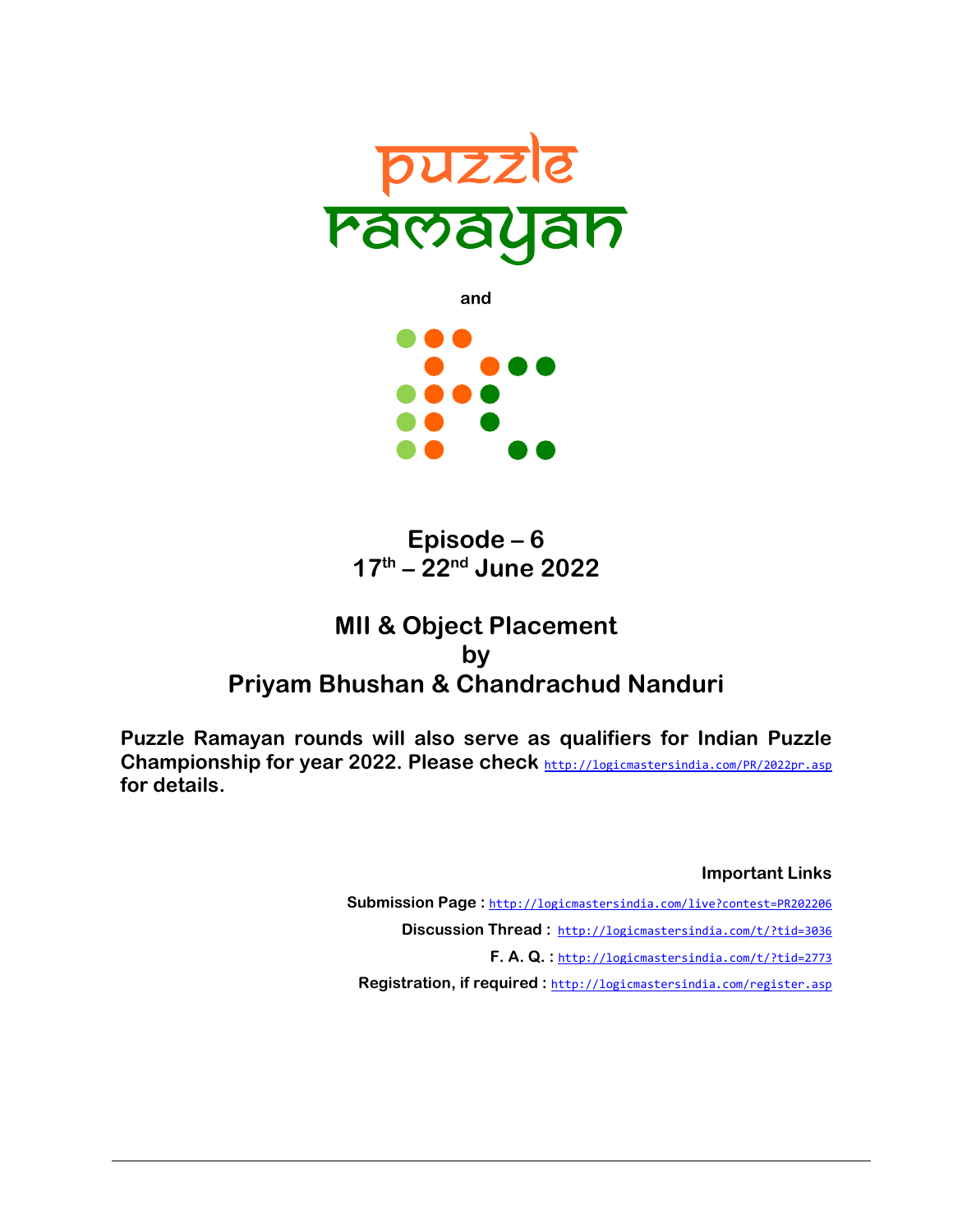# puzzle ramayan

and

## Episode – 6
## 17th – 22nd June 2022

## MII & Object Placement
## by
## Priyam Bhushan & Chandrachud Nanduri

**Puzzle Ramayan rounds will also serve as qualifiers for Indian Puzzle Championship for year 2022. Please check** http://logicmastersindia.com/PR/2022pr.asp **for details.**

**Important Links**

**Submission Page :** http://logicmastersindia.com/live?contest=PR202206

**Discussion Thread :** http://logicmastersindia.com/t/?tid=3036

**F. A. Q. :** http://logicmastersindia.com/t/?tid=2773

**Registration, if required :** http://logicmastersindia.com/register.asp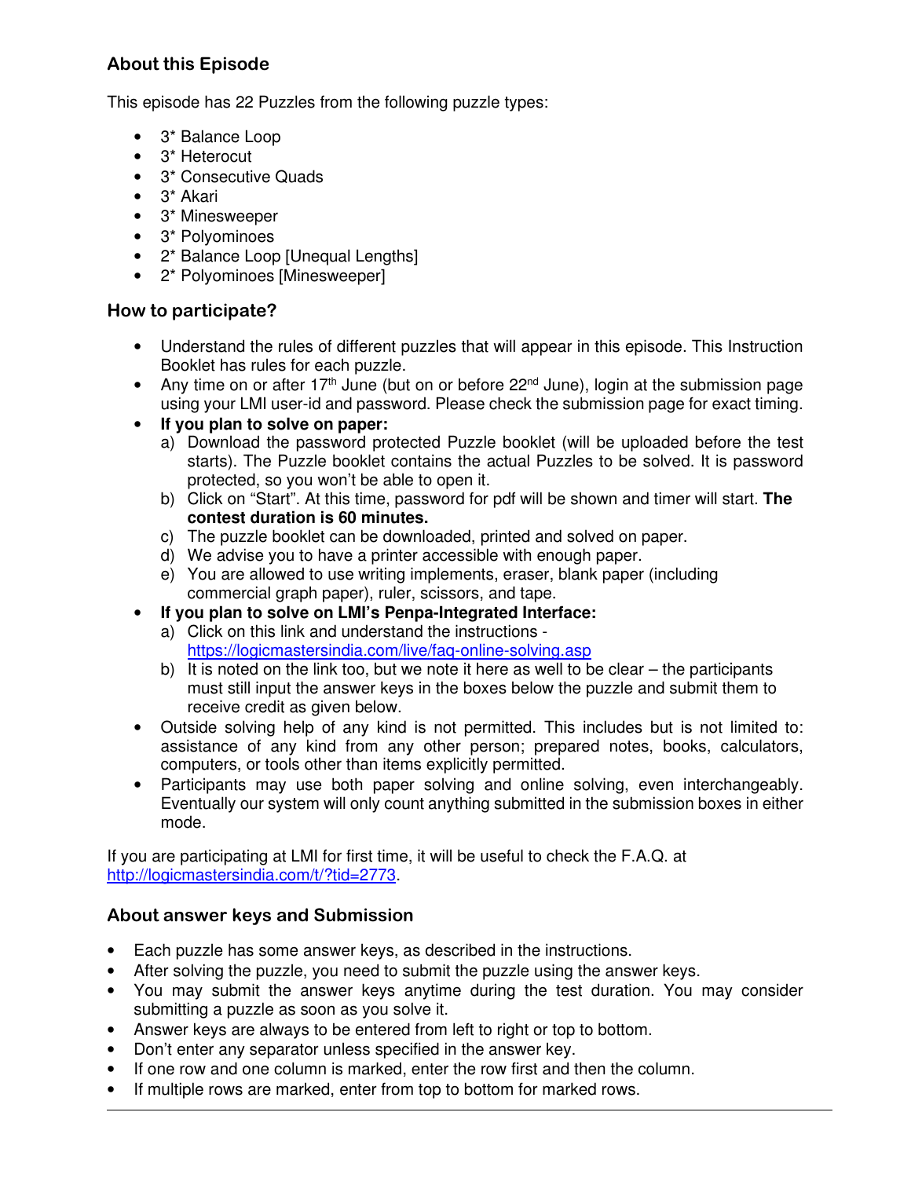### About this Episode

This episode has 22 Puzzles from the following puzzle types:

- 3* Balance Loop
- 3* Heterocut
- 3* Consecutive Quads
- 3* Akari
- 3* Minesweeper
- 3* Polyominoes
- 2* Balance Loop [Unequal Lengths]
- 2* Polyominoes [Minesweeper]

### How to participate?

- Understand the rules of different puzzles that will appear in this episode. This Instruction Booklet has rules for each puzzle.
- Any time on or after 17th June (but on or before 22nd June), login at the submission page using your LMI user-id and password. Please check the submission page for exact timing.
- **If you plan to solve on paper:**
  a) Download the password protected Puzzle booklet (will be uploaded before the test starts). The Puzzle booklet contains the actual Puzzles to be solved. It is password protected, so you won't be able to open it.
  b) Click on "Start". At this time, password for pdf will be shown and timer will start. **The contest duration is 60 minutes.**
  c) The puzzle booklet can be downloaded, printed and solved on paper.
  d) We advise you to have a printer accessible with enough paper.
  e) You are allowed to use writing implements, eraser, blank paper (including commercial graph paper), ruler, scissors, and tape.
- **If you plan to solve on LMI's Penpa-Integrated Interface:**
  a) Click on this link and understand the instructions - https://logicmastersindia.com/live/faq-online-solving.asp
  b) It is noted on the link too, but we note it here as well to be clear – the participants must still input the answer keys in the boxes below the puzzle and submit them to receive credit as given below.
- Outside solving help of any kind is not permitted. This includes but is not limited to: assistance of any kind from any other person; prepared notes, books, calculators, computers, or tools other than items explicitly permitted.
- Participants may use both paper solving and online solving, even interchangeably. Eventually our system will only count anything submitted in the submission boxes in either mode.

If you are participating at LMI for first time, it will be useful to check the F.A.Q. at http://logicmastersindia.com/t/?tid=2773.

### About answer keys and Submission

- Each puzzle has some answer keys, as described in the instructions.
- After solving the puzzle, you need to submit the puzzle using the answer keys.
- You may submit the answer keys anytime during the test duration. You may consider submitting a puzzle as soon as you solve it.
- Answer keys are always to be entered from left to right or top to bottom.
- Don't enter any separator unless specified in the answer key.
- If one row and one column is marked, enter the row first and then the column.
- If multiple rows are marked, enter from top to bottom for marked rows.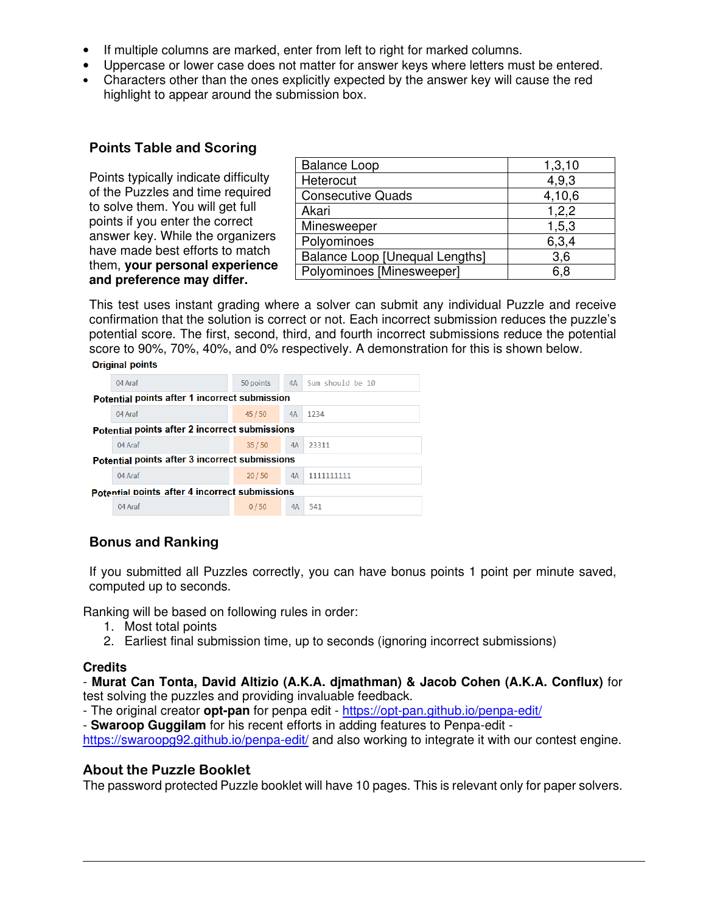- If multiple columns are marked, enter from left to right for marked columns.
- Uppercase or lower case does not matter for answer keys where letters must be entered.
- Characters other than the ones explicitly expected by the answer key will cause the red highlight to appear around the submission box.

### Points Table and Scoring

Points typically indicate difficulty of the Puzzles and time required to solve them. You will get full points if you enter the correct answer key. While the organizers have made best efforts to match them, **your personal experience and preference may differ.**

| Balance Loop | 1,3,10 |
|---|---|
| Heterocut | 4,9,3 |
| Consecutive Quads | 4,10,6 |
| Akari | 1,2,2 |
| Minesweeper | 1,5,3 |
| Polyominoes | 6,3,4 |
| Balance Loop [Unequal Lengths] | 3,6 |
| Polyominoes [Minesweeper] | 6,8 |

This test uses instant grading where a solver can submit any individual Puzzle and receive confirmation that the solution is correct or not. Each incorrect submission reduces the puzzle's potential score. The first, second, third, and fourth incorrect submissions reduce the potential score to 90%, 70%, 40%, and 0% respectively. A demonstration for this is shown below.

**Original points**

| 04 Araf | 50 points | 4A | Sum should be 10 |
|---|---|---|---|

**Potential points after 1 incorrect submission**

| 04 Araf | 45 / 50 | 4A | 1234 |
|---|---|---|---|

**Potential points after 2 incorrect submissions**

| 04 Araf | 35 / 50 | 4A | 23311 |
|---|---|---|---|

**Potential points after 3 incorrect submissions**

| 04 Araf | 20 / 50 | 4A | 1111111111 |
|---|---|---|---|

**Potential points after 4 incorrect submissions**

| 04 Araf | 0 / 50 | 4A | 541 |
|---|---|---|---|

### Bonus and Ranking

If you submitted all Puzzles correctly, you can have bonus points 1 point per minute saved, computed up to seconds.

Ranking will be based on following rules in order:

1. Most total points
2. Earliest final submission time, up to seconds (ignoring incorrect submissions)

### Credits

- **Murat Can Tonta, David Altizio (A.K.A. djmathman) & Jacob Cohen (A.K.A. Conflux)** for test solving the puzzles and providing invaluable feedback.
- The original creator **opt-pan** for penpa edit - https://opt-pan.github.io/penpa-edit/
- **Swaroop Guggilam** for his recent efforts in adding features to Penpa-edit - https://swaroopg92.github.io/penpa-edit/ and also working to integrate it with our contest engine.

### About the Puzzle Booklet

The password protected Puzzle booklet will have 10 pages. This is relevant only for paper solvers.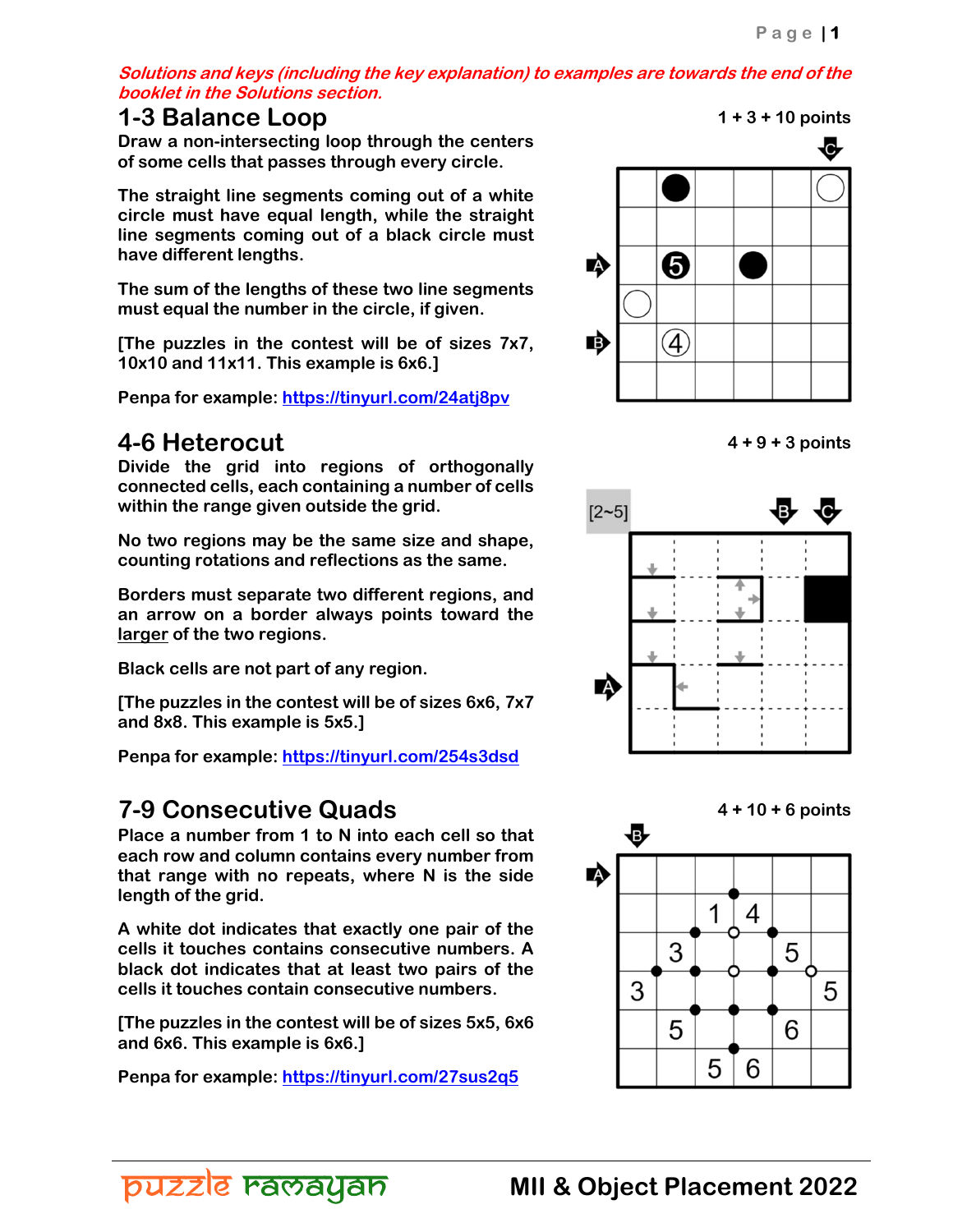*Solutions and keys (including the key explanation) to examples are towards the end of the booklet in the Solutions section.*

## 1-3 Balance Loop

1 + 3 + 10 points

Draw a non-intersecting loop through the centers of some cells that passes through every circle.

The straight line segments coming out of a white circle must have equal length, while the straight line segments coming out of a black circle must have different lengths.

The sum of the lengths of these two line segments must equal the number in the circle, if given.

[The puzzles in the contest will be of sizes 7x7, 10x10 and 11x11. This example is 6x6.]

Penpa for example: https://tinyurl.com/24atj8pv

## 4-6 Heterocut

4 + 9 + 3 points

Divide the grid into regions of orthogonally connected cells, each containing a number of cells within the range given outside the grid.

No two regions may be the same size and shape, counting rotations and reflections as the same.

Borders must separate two different regions, and an arrow on a border always points toward the larger of the two regions.

Black cells are not part of any region.

[The puzzles in the contest will be of sizes 6x6, 7x7 and 8x8. This example is 5x5.]

Penpa for example: https://tinyurl.com/254s3dsd

## 7-9 Consecutive Quads

4 + 10 + 6 points

Place a number from 1 to N into each cell so that each row and column contains every number from that range with no repeats, where N is the side length of the grid.

A white dot indicates that exactly one pair of the cells it touches contains consecutive numbers. A black dot indicates that at least two pairs of the cells it touches contain consecutive numbers.

[The puzzles in the contest will be of sizes 5x5, 6x6 and 6x6. This example is 6x6.]

Penpa for example: https://tinyurl.com/27sus2q5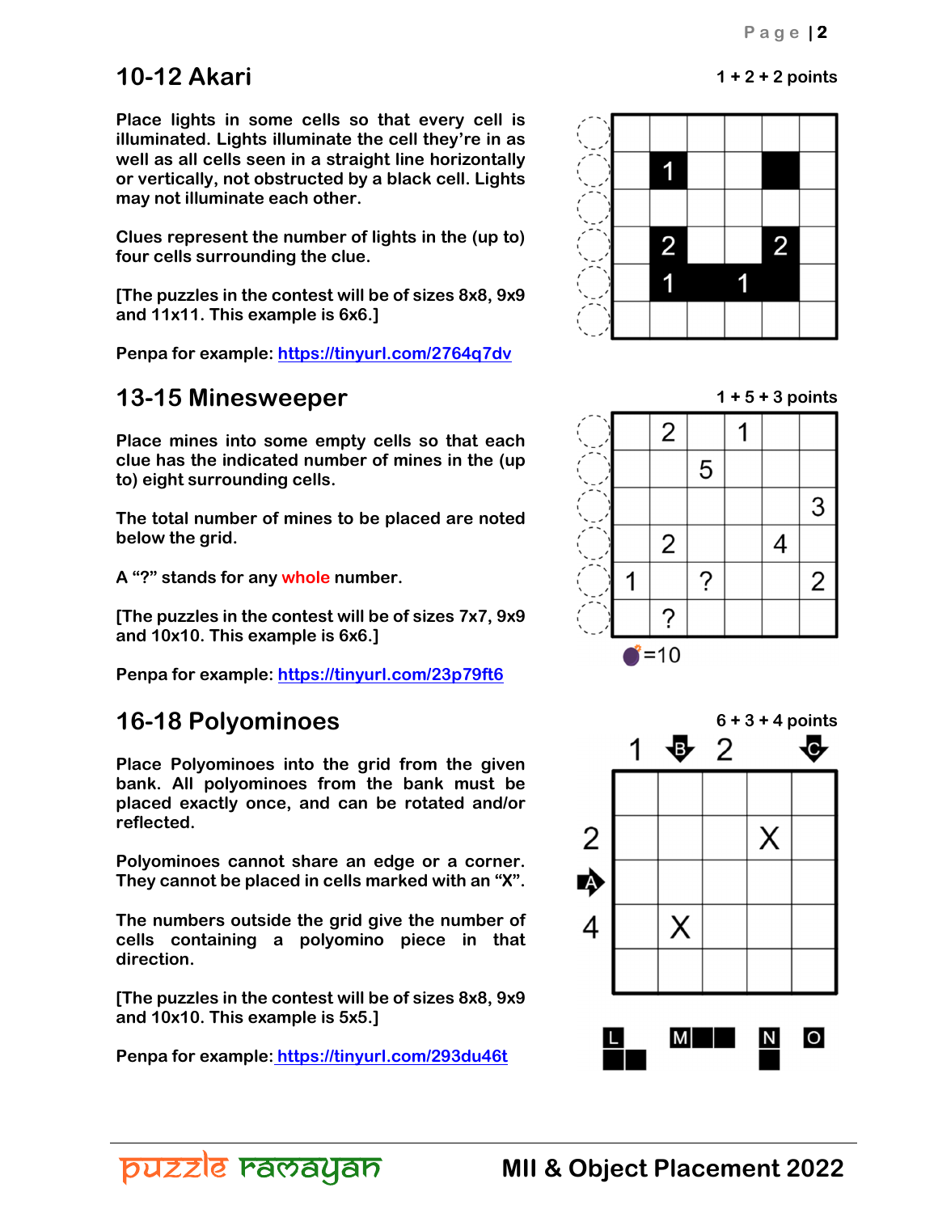## 10-12 Akari

1 + 2 + 2 points

Place lights in some cells so that every cell is illuminated. Lights illuminate the cell they're in as well as all cells seen in a straight line horizontally or vertically, not obstructed by a black cell. Lights may not illuminate each other.

Clues represent the number of lights in the (up to) four cells surrounding the clue.

[The puzzles in the contest will be of sizes 8x8, 9x9 and 11x11. This example is 6x6.]

Penpa for example: https://tinyurl.com/2764q7dv

## 13-15 Minesweeper

1 + 5 + 3 points

Place mines into some empty cells so that each clue has the indicated number of mines in the (up to) eight surrounding cells.

The total number of mines to be placed are noted below the grid.

A "?" stands for any whole number.

[The puzzles in the contest will be of sizes 7x7, 9x9 and 10x10. This example is 6x6.]

Penpa for example: https://tinyurl.com/23p79ft6

=10

## 16-18 Polyominoes

6 + 3 + 4 points

Place Polyominoes into the grid from the given bank. All polyominoes from the bank must be placed exactly once, and can be rotated and/or reflected.

Polyominoes cannot share an edge or a corner. They cannot be placed in cells marked with an "X".

The numbers outside the grid give the number of cells containing a polyomino piece in that direction.

[The puzzles in the contest will be of sizes 8x8, 9x9 and 10x10. This example is 5x5.]

Penpa for example: https://tinyurl.com/293du46t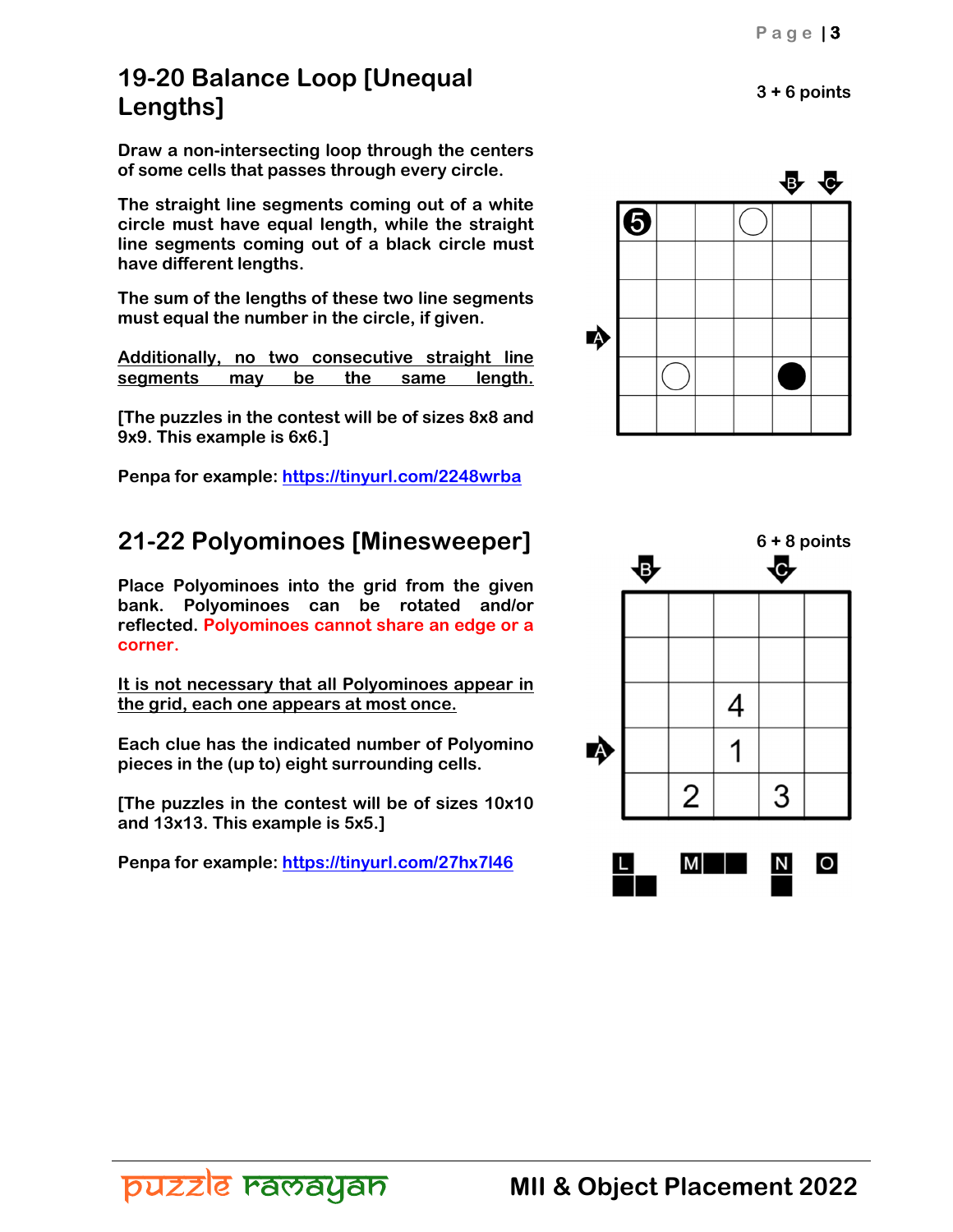## 19-20 Balance Loop [Unequal Lengths]

3 + 6 points

Draw a non-intersecting loop through the centers of some cells that passes through every circle.

The straight line segments coming out of a white circle must have equal length, while the straight line segments coming out of a black circle must have different lengths.

The sum of the lengths of these two line segments must equal the number in the circle, if given.

Additionally, no two consecutive straight line segments may be the same length.

[The puzzles in the contest will be of sizes 8x8 and 9x9. This example is 6x6.]

Penpa for example: https://tinyurl.com/2248wrba

## 21-22 Polyominoes [Minesweeper]

6 + 8 points

Place Polyominoes into the grid from the given bank. Polyominoes can be rotated and/or reflected. Polyominoes cannot share an edge or a corner.

It is not necessary that all Polyominoes appear in the grid, each one appears at most once.

Each clue has the indicated number of Polyomino pieces in the (up to) eight surrounding cells.

[The puzzles in the contest will be of sizes 10x10 and 13x13. This example is 5x5.]

Penpa for example: https://tinyurl.com/27hx7l46

MII & Object Placement 2022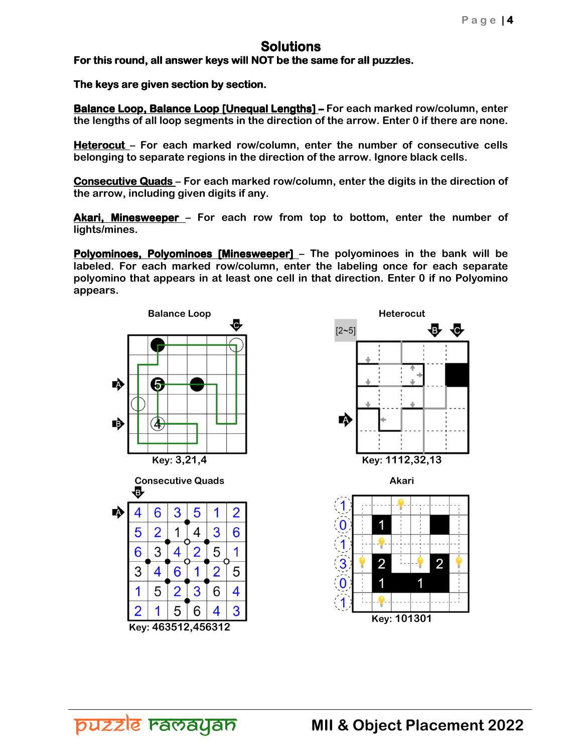## Solutions

**For this round, all answer keys will NOT be the same for all puzzles.**

**The keys are given section by section.**

**Balance Loop, Balance Loop [Unequal Lengths] –** For each marked row/column, enter the lengths of all loop segments in the direction of the arrow. Enter 0 if there are none.

**Heterocut** – For each marked row/column, enter the number of consecutive cells belonging to separate regions in the direction of the arrow. Ignore black cells.

**Consecutive Quads** – For each marked row/column, enter the digits in the direction of the arrow, including given digits if any.

**Akari, Minesweeper** – For each row from top to bottom, enter the number of lights/mines.

**Polyominoes, Polyominoes [Minesweeper]** – The polyominoes in the bank will be labeled. For each marked row/column, enter the labeling once for each separate polyomino that appears in at least one cell in that direction. Enter 0 if no Polyomino appears.

Balance Loop

Key: 3,21,4

Heterocut

[2~5]

Key: 1112,32,13

Consecutive Quads

| 4 | 6 | 3 | 5 | 1 | 2 |
|---|---|---|---|---|---|
| 5 | 2 | 1 | 4 | 3 | 6 |
| 6 | 3 | 4 | 2 | 5 | 1 |
| 3 | 4 | 6 | 1 | 2 | 5 |
| 1 | 5 | 2 | 3 | 6 | 4 |
| 2 | 1 | 5 | 6 | 4 | 3 |

Key: 463512,456312

Akari

Key: 101301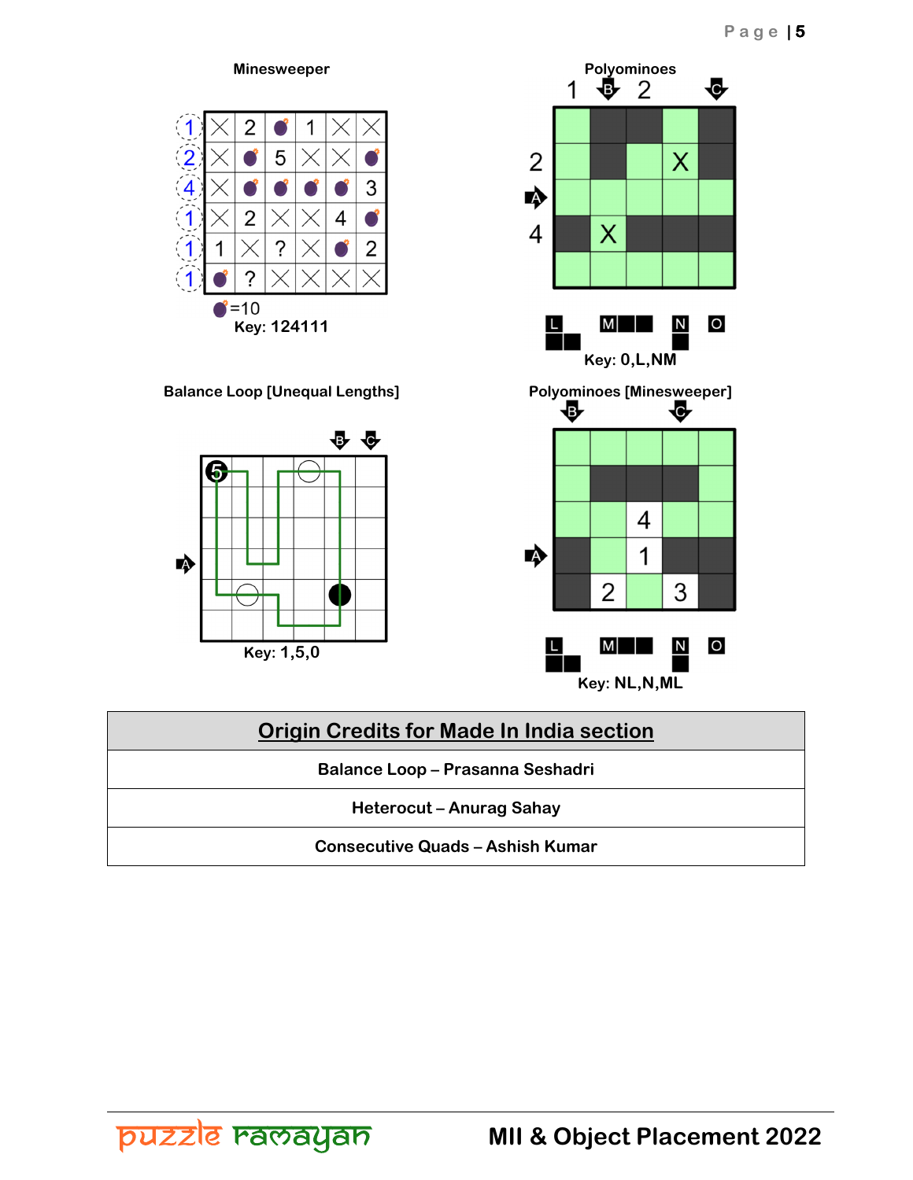### Minesweeper

| | | | | | | |
|---|---|---|---|---|---|---|
| 1 | X | 2 | 💣 | 1 | X | X |
| 2 | X | 💣 | 5 | X | X | 💣 |
| 4 | X | 💣 | 💣 | 💣 | 💣 | 3 |
| 1 | X | 2 | X | X | 4 | 💣 |
| 1 | 1 | X | ? | X | 💣 | 2 |
| 1 | 💣 | ? | X | X | X | X |

💣=10

Key: 124111

### Polyominoes

1 B 2 C

2

A

4

L M N O

Key: 0,L,NM

### Balance Loop [Unequal Lengths]

5

A B C

Key: 1,5,0

### Polyominoes [Minesweeper]

B C

4

A 1

2 3

L M N O

Key: NL,N,ML

| Origin Credits for Made In India section |
|---|
| Balance Loop – Prasanna Seshadri |
| Heterocut – Anurag Sahay |
| Consecutive Quads – Ashish Kumar |